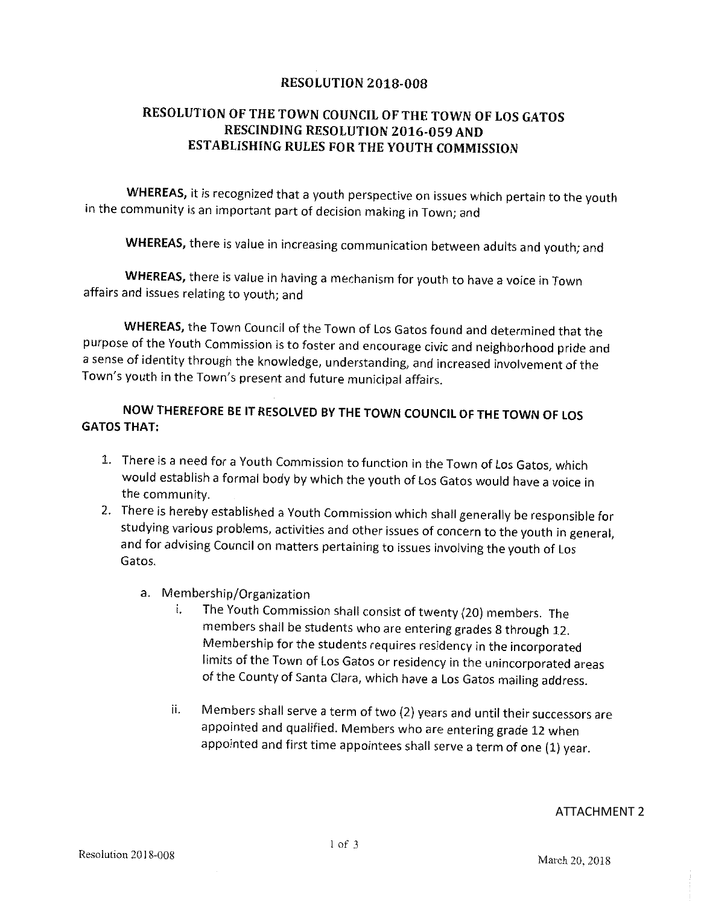# RESOLUTION 2018-008

## RESOLUTION OF THE TOWN COUNCIL OF THE TOWN OF LOS GATOS RESCINDING RESOLUTION 2016-059 AND ESTABLISHING RULES FOR THE YOUTH COMMISSION

**WHEREAS,** it is recognized that a youth perspective on issues which pertain to the youth in the community is an important part of decision making in Town; and

**WHEREAS,** there is value in increasing communication between adults and youth; and

**WHEREAS,** there is value in having a mechanism for youth to have a voice in Town affairs and issues relating to youth; and

**WHEREAS,** the Town Council of the Town of Los Gatos found and determined that the purpose of the Youth Commission is to foster and encourage civic and neighborhood pride and a sense of identity through the knowledge, understanding, and increased involvement of the Town's youth in the Town's present and future municipal affairs.

**NOW THEREFORE BE IT RESOLVED BY THE TOWN COUNCIL OF THE TOWN OF LOS GATOS THAT:**

1. There is a need for a Youth Commission to function in the Town of Los Gatos, which would establish a formal body by which the youth of Los Gatos would have a voice in the community.
2. There is hereby established a Youth Commission which shall generally be responsible for studying various problems, activities and other issues of concern to the youth in general, and for advising Council on matters pertaining to issues involving the youth of Los Gatos.

    a. Membership/Organization

    i. The Youth Commission shall consist of twenty (20) members. The members shall be students who are entering grades 8 through 12. Membership for the students requires residency in the incorporated limits of the Town of Los Gatos or residency in the unincorporated areas of the County of Santa Clara, which have a Los Gatos mailing address.

    ii. Members shall serve a term of two (2) years and until their successors are appointed and qualified. Members who are entering grade 12 when appointed and first time appointees shall serve a term of one (1) year.

ATTACHMENT 2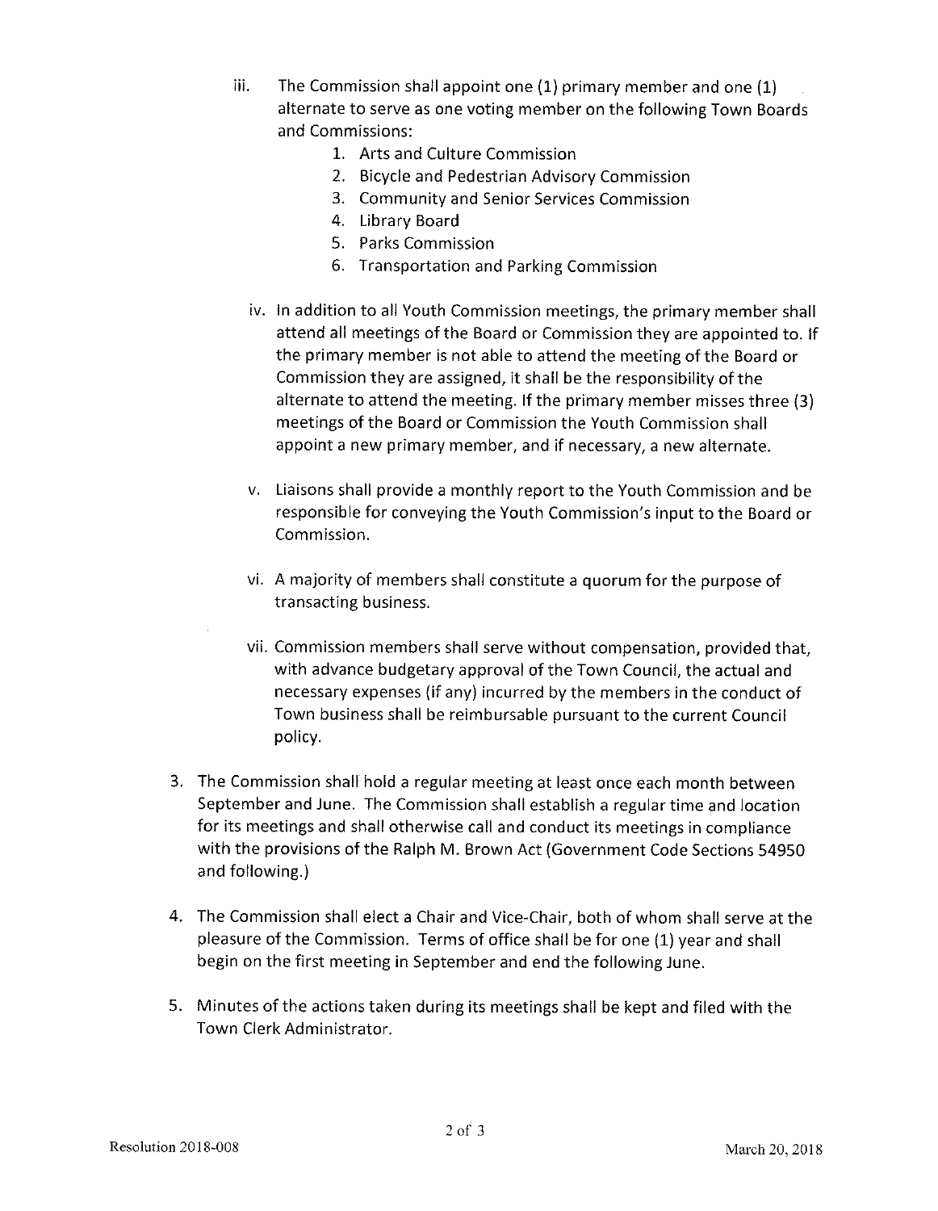iii. The Commission shall appoint one (1) primary member and one (1) alternate to serve as one voting member on the following Town Boards and Commissions:
   1. Arts and Culture Commission
   2. Bicycle and Pedestrian Advisory Commission
   3. Community and Senior Services Commission
   4. Library Board
   5. Parks Commission
   6. Transportation and Parking Commission

iv. In addition to all Youth Commission meetings, the primary member shall attend all meetings of the Board or Commission they are appointed to. If the primary member is not able to attend the meeting of the Board or Commission they are assigned, it shall be the responsibility of the alternate to attend the meeting. If the primary member misses three (3) meetings of the Board or Commission the Youth Commission shall appoint a new primary member, and if necessary, a new alternate.

v. Liaisons shall provide a monthly report to the Youth Commission and be responsible for conveying the Youth Commission's input to the Board or Commission.

vi. A majority of members shall constitute a quorum for the purpose of transacting business.

vii. Commission members shall serve without compensation, provided that, with advance budgetary approval of the Town Council, the actual and necessary expenses (if any) incurred by the members in the conduct of Town business shall be reimbursable pursuant to the current Council policy.

3. The Commission shall hold a regular meeting at least once each month between September and June. The Commission shall establish a regular time and location for its meetings and shall otherwise call and conduct its meetings in compliance with the provisions of the Ralph M. Brown Act (Government Code Sections 54950 and following.)

4. The Commission shall elect a Chair and Vice-Chair, both of whom shall serve at the pleasure of the Commission. Terms of office shall be for one (1) year and shall begin on the first meeting in September and end the following June.

5. Minutes of the actions taken during its meetings shall be kept and filed with the Town Clerk Administrator.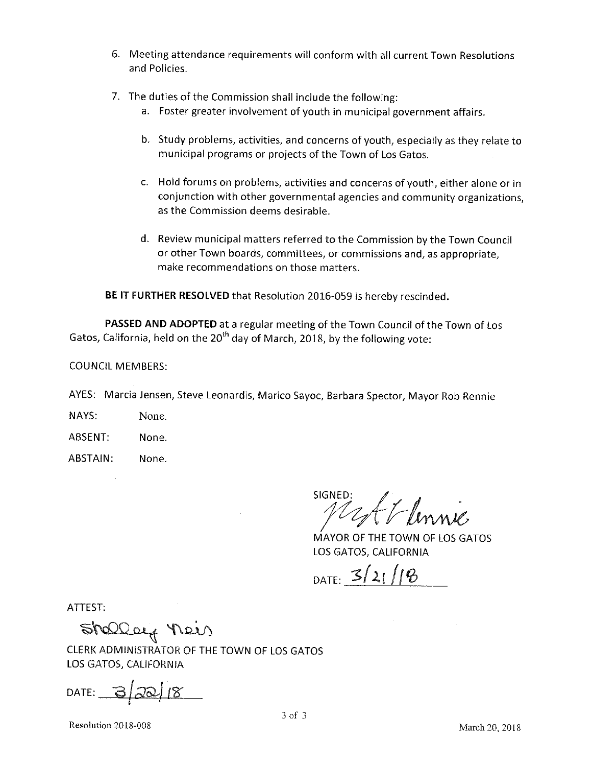6. Meeting attendance requirements will conform with all current Town Resolutions and Policies.

7. The duties of the Commission shall include the following:
   a. Foster greater involvement of youth in municipal government affairs.

   b. Study problems, activities, and concerns of youth, especially as they relate to municipal programs or projects of the Town of Los Gatos.

   c. Hold forums on problems, activities and concerns of youth, either alone or in conjunction with other governmental agencies and community organizations, as the Commission deems desirable.

   d. Review municipal matters referred to the Commission by the Town Council or other Town boards, committees, or commissions and, as appropriate, make recommendations on those matters.

**BE IT FURTHER RESOLVED** that Resolution 2016-059 is hereby rescinded.

**PASSED AND ADOPTED** at a regular meeting of the Town Council of the Town of Los Gatos, California, held on the 20th day of March, 2018, by the following vote:

COUNCIL MEMBERS:

AYES: Marcia Jensen, Steve Leonardis, Marico Sayoc, Barbara Spector, Mayor Rob Rennie

NAYS: None.

ABSENT: None.

ABSTAIN: None.

SIGNED: Rob Rennie

MAYOR OF THE TOWN OF LOS GATOS
LOS GATOS, CALIFORNIA

DATE: 3/21/18

ATTEST:

Shelley Neis

CLERK ADMINISTRATOR OF THE TOWN OF LOS GATOS
LOS GATOS, CALIFORNIA

DATE: 3/22/18

Resolution 2018-008

March 20, 2018